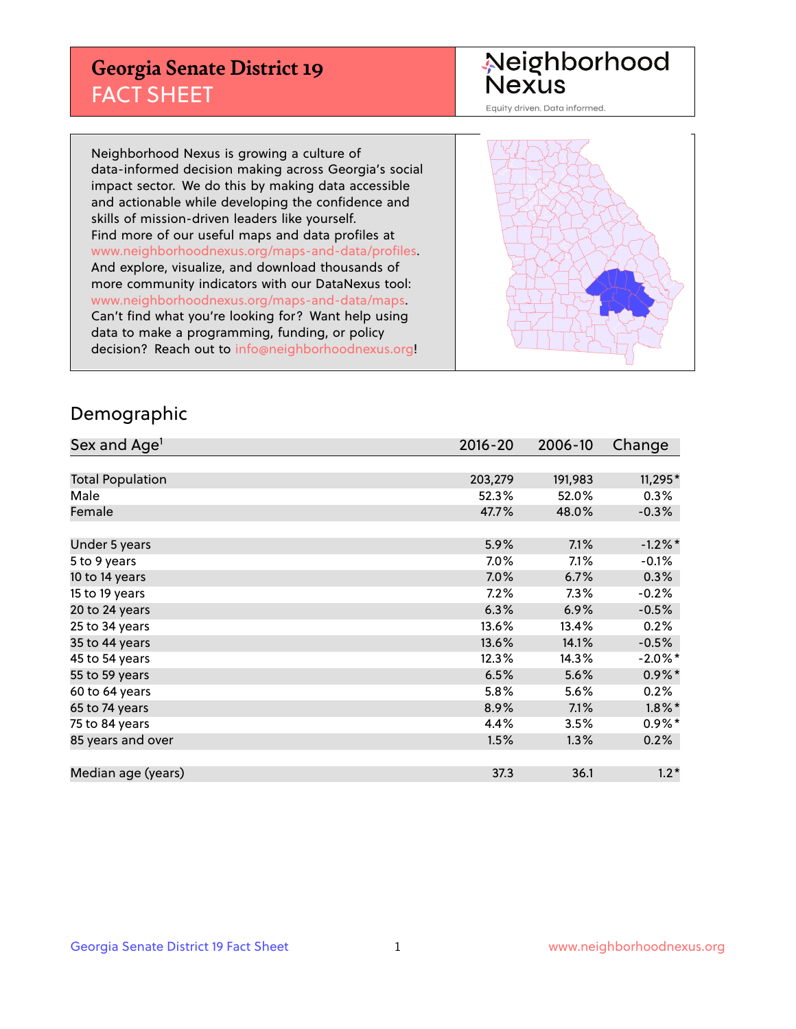# Georgia Senate District 19
## FACT SHEET

Neighborhood Nexus
Equity driven. Data informed.

Neighborhood Nexus is growing a culture of data-informed decision making across Georgia's social impact sector. We do this by making data accessible and actionable while developing the confidence and skills of mission-driven leaders like yourself. Find more of our useful maps and data profiles at www.neighborhoodnexus.org/maps-and-data/profiles. And explore, visualize, and download thousands of more community indicators with our DataNexus tool: www.neighborhoodnexus.org/maps-and-data/maps. Can't find what you're looking for? Want help using data to make a programming, funding, or policy decision? Reach out to info@neighborhoodnexus.org!

## Demographic

| Sex and Age[1] | 2016-20 | 2006-10 | Change |
|---|---|---|---|
| Total Population | 203,279 | 191,983 | 11,295* |
| Male | 52.3% | 52.0% | 0.3% |
| Female | 47.7% | 48.0% | -0.3% |
| Under 5 years | 5.9% | 7.1% | -1.2%* |
| 5 to 9 years | 7.0% | 7.1% | -0.1% |
| 10 to 14 years | 7.0% | 6.7% | 0.3% |
| 15 to 19 years | 7.2% | 7.3% | -0.2% |
| 20 to 24 years | 6.3% | 6.9% | -0.5% |
| 25 to 34 years | 13.6% | 13.4% | 0.2% |
| 35 to 44 years | 13.6% | 14.1% | -0.5% |
| 45 to 54 years | 12.3% | 14.3% | -2.0%* |
| 55 to 59 years | 6.5% | 5.6% | 0.9%* |
| 60 to 64 years | 5.8% | 5.6% | 0.2% |
| 65 to 74 years | 8.9% | 7.1% | 1.8%* |
| 75 to 84 years | 4.4% | 3.5% | 0.9%* |
| 85 years and over | 1.5% | 1.3% | 0.2% |
| Median age (years) | 37.3 | 36.1 | 1.2* |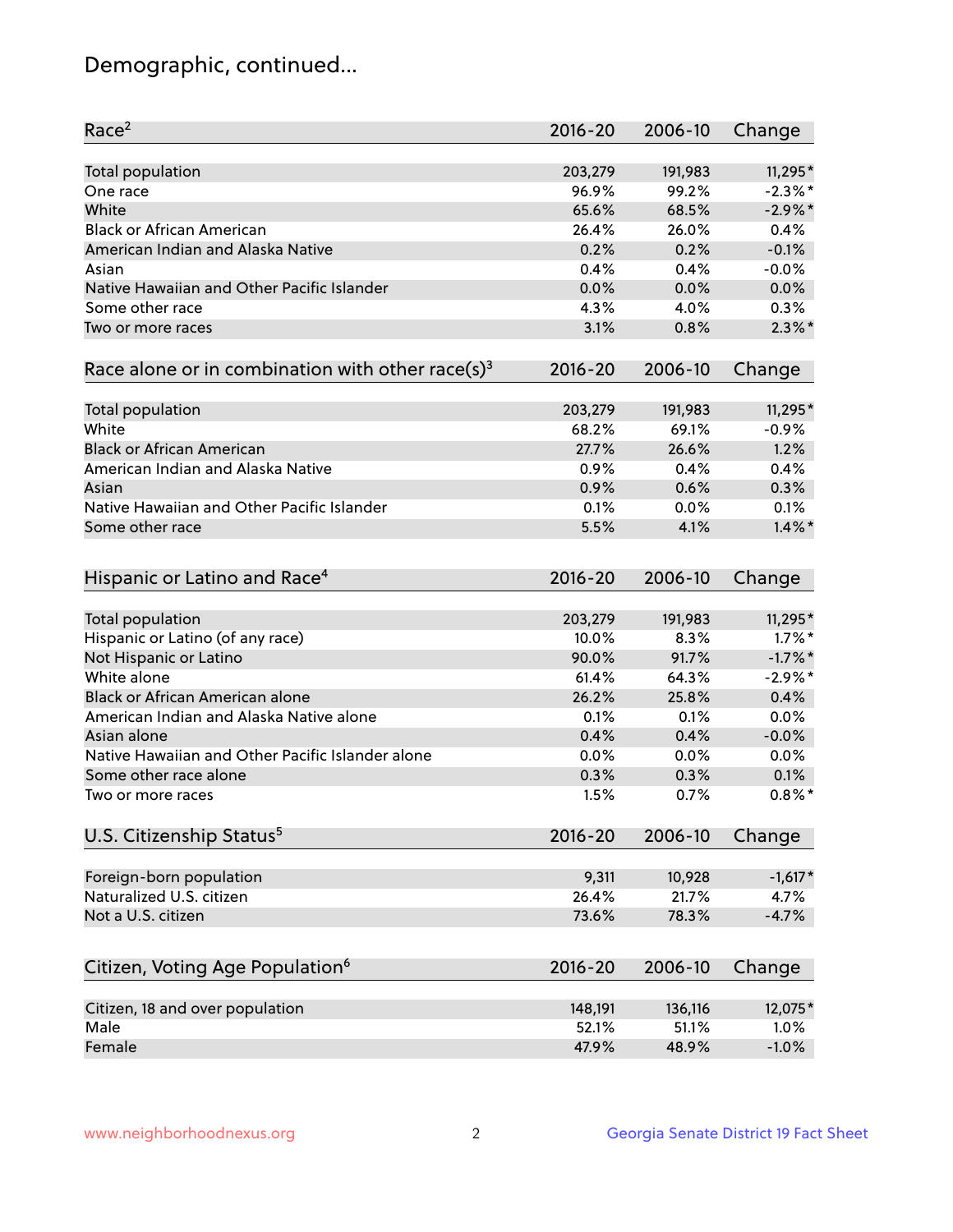## Demographic, continued...

| Race[2] | 2016-20 | 2006-10 | Change |
|---|---|---|---|
| Total population | 203,279 | 191,983 | 11,295* |
| One race | 96.9% | 99.2% | -2.3%* |
| White | 65.6% | 68.5% | -2.9%* |
| Black or African American | 26.4% | 26.0% | 0.4% |
| American Indian and Alaska Native | 0.2% | 0.2% | -0.1% |
| Asian | 0.4% | 0.4% | -0.0% |
| Native Hawaiian and Other Pacific Islander | 0.0% | 0.0% | 0.0% |
| Some other race | 4.3% | 4.0% | 0.3% |
| Two or more races | 3.1% | 0.8% | 2.3%* |

| Race alone or in combination with other race(s)[3] | 2016-20 | 2006-10 | Change |
|---|---|---|---|
| Total population | 203,279 | 191,983 | 11,295* |
| White | 68.2% | 69.1% | -0.9% |
| Black or African American | 27.7% | 26.6% | 1.2% |
| American Indian and Alaska Native | 0.9% | 0.4% | 0.4% |
| Asian | 0.9% | 0.6% | 0.3% |
| Native Hawaiian and Other Pacific Islander | 0.1% | 0.0% | 0.1% |
| Some other race | 5.5% | 4.1% | 1.4%* |

| Hispanic or Latino and Race[4] | 2016-20 | 2006-10 | Change |
|---|---|---|---|
| Total population | 203,279 | 191,983 | 11,295* |
| Hispanic or Latino (of any race) | 10.0% | 8.3% | 1.7%* |
| Not Hispanic or Latino | 90.0% | 91.7% | -1.7%* |
| White alone | 61.4% | 64.3% | -2.9%* |
| Black or African American alone | 26.2% | 25.8% | 0.4% |
| American Indian and Alaska Native alone | 0.1% | 0.1% | 0.0% |
| Asian alone | 0.4% | 0.4% | -0.0% |
| Native Hawaiian and Other Pacific Islander alone | 0.0% | 0.0% | 0.0% |
| Some other race alone | 0.3% | 0.3% | 0.1% |
| Two or more races | 1.5% | 0.7% | 0.8%* |

| U.S. Citizenship Status[5] | 2016-20 | 2006-10 | Change |
|---|---|---|---|
| Foreign-born population | 9,311 | 10,928 | -1,617* |
| Naturalized U.S. citizen | 26.4% | 21.7% | 4.7% |
| Not a U.S. citizen | 73.6% | 78.3% | -4.7% |

| Citizen, Voting Age Population[6] | 2016-20 | 2006-10 | Change |
|---|---|---|---|
| Citizen, 18 and over population | 148,191 | 136,116 | 12,075* |
| Male | 52.1% | 51.1% | 1.0% |
| Female | 47.9% | 48.9% | -1.0% |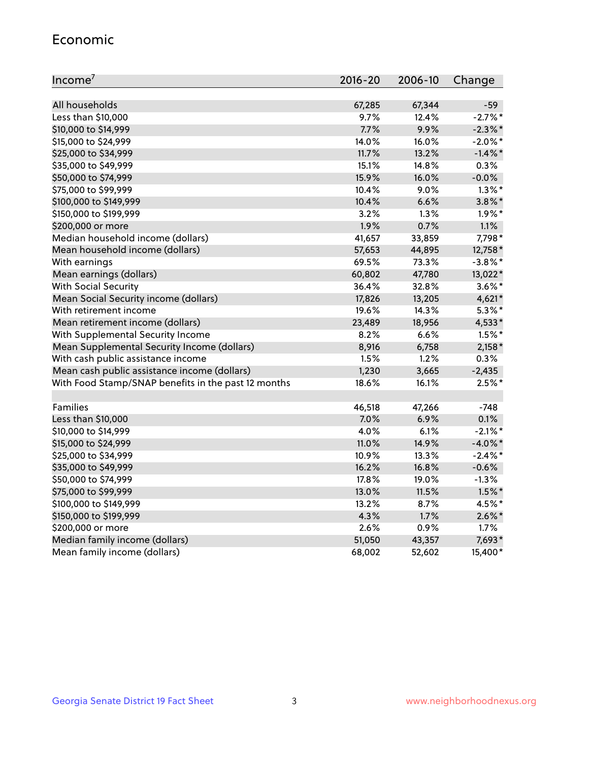## Economic

| Income[7] | 2016-20 | 2006-10 | Change |
|---|---|---|---|
| All households | 67,285 | 67,344 | -59 |
| Less than $10,000 | 9.7% | 12.4% | -2.7%* |
| $10,000 to $14,999 | 7.7% | 9.9% | -2.3%* |
| $15,000 to $24,999 | 14.0% | 16.0% | -2.0%* |
| $25,000 to $34,999 | 11.7% | 13.2% | -1.4%* |
| $35,000 to $49,999 | 15.1% | 14.8% | 0.3% |
| $50,000 to $74,999 | 15.9% | 16.0% | -0.0% |
| $75,000 to $99,999 | 10.4% | 9.0% | 1.3%* |
| $100,000 to $149,999 | 10.4% | 6.6% | 3.8%* |
| $150,000 to $199,999 | 3.2% | 1.3% | 1.9%* |
| $200,000 or more | 1.9% | 0.7% | 1.1% |
| Median household income (dollars) | 41,657 | 33,859 | 7,798* |
| Mean household income (dollars) | 57,653 | 44,895 | 12,758* |
| With earnings | 69.5% | 73.3% | -3.8%* |
| Mean earnings (dollars) | 60,802 | 47,780 | 13,022* |
| With Social Security | 36.4% | 32.8% | 3.6%* |
| Mean Social Security income (dollars) | 17,826 | 13,205 | 4,621* |
| With retirement income | 19.6% | 14.3% | 5.3%* |
| Mean retirement income (dollars) | 23,489 | 18,956 | 4,533* |
| With Supplemental Security Income | 8.2% | 6.6% | 1.5%* |
| Mean Supplemental Security Income (dollars) | 8,916 | 6,758 | 2,158* |
| With cash public assistance income | 1.5% | 1.2% | 0.3% |
| Mean cash public assistance income (dollars) | 1,230 | 3,665 | -2,435 |
| With Food Stamp/SNAP benefits in the past 12 months | 18.6% | 16.1% | 2.5%* |
| | | | |
| Families | 46,518 | 47,266 | -748 |
| Less than $10,000 | 7.0% | 6.9% | 0.1% |
| $10,000 to $14,999 | 4.0% | 6.1% | -2.1%* |
| $15,000 to $24,999 | 11.0% | 14.9% | -4.0%* |
| $25,000 to $34,999 | 10.9% | 13.3% | -2.4%* |
| $35,000 to $49,999 | 16.2% | 16.8% | -0.6% |
| $50,000 to $74,999 | 17.8% | 19.0% | -1.3% |
| $75,000 to $99,999 | 13.0% | 11.5% | 1.5%* |
| $100,000 to $149,999 | 13.2% | 8.7% | 4.5%* |
| $150,000 to $199,999 | 4.3% | 1.7% | 2.6%* |
| $200,000 or more | 2.6% | 0.9% | 1.7% |
| Median family income (dollars) | 51,050 | 43,357 | 7,693* |
| Mean family income (dollars) | 68,002 | 52,602 | 15,400* |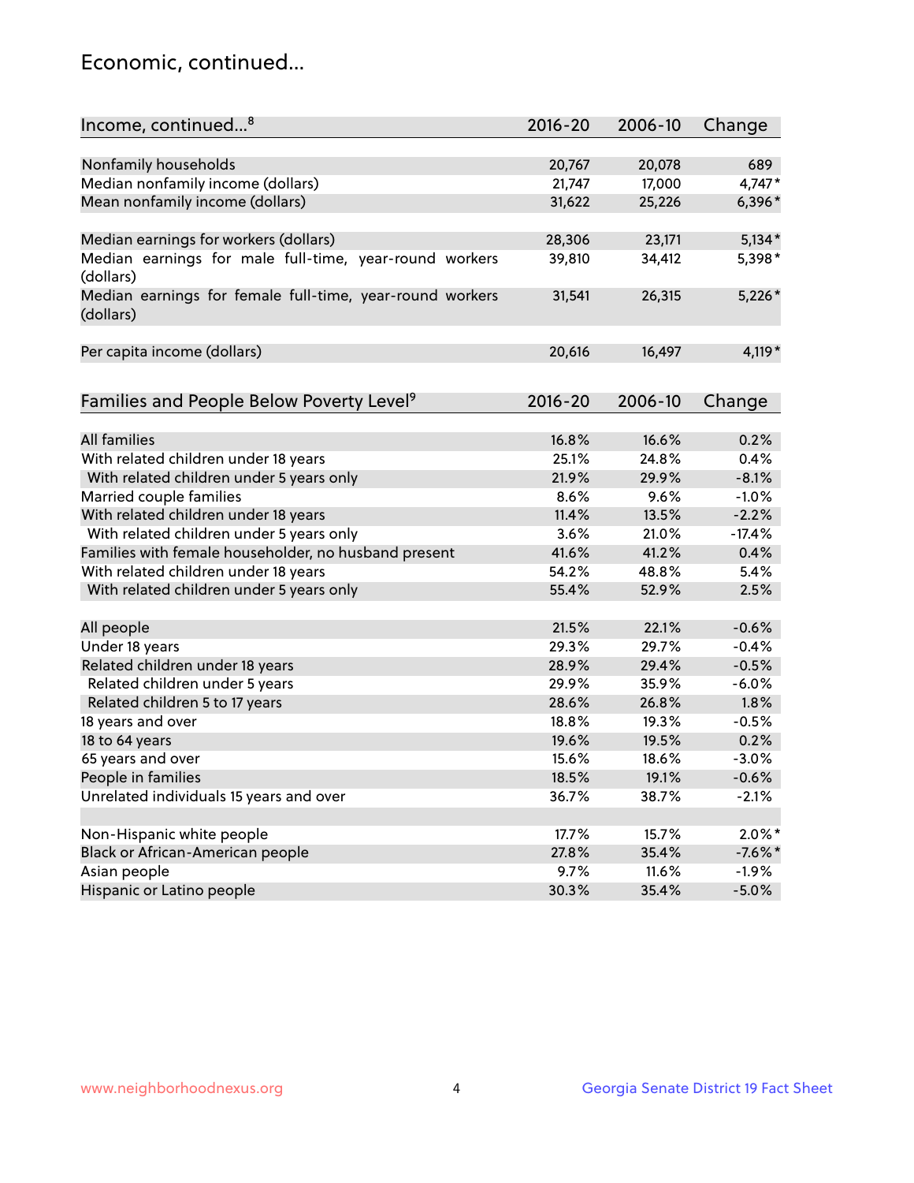## Economic, continued...

| Income, continued...[8] | 2016-20 | 2006-10 | Change |
|---|---|---|---|
| Nonfamily households | 20,767 | 20,078 | 689 |
| Median nonfamily income (dollars) | 21,747 | 17,000 | 4,747* |
| Mean nonfamily income (dollars) | 31,622 | 25,226 | 6,396* |
| Median earnings for workers (dollars) | 28,306 | 23,171 | 5,134* |
| Median earnings for male full-time, year-round workers (dollars) | 39,810 | 34,412 | 5,398* |
| Median earnings for female full-time, year-round workers (dollars) | 31,541 | 26,315 | 5,226* |
| Per capita income (dollars) | 20,616 | 16,497 | 4,119* |

| Families and People Below Poverty Level[9] | 2016-20 | 2006-10 | Change |
|---|---|---|---|
| All families | 16.8% | 16.6% | 0.2% |
| With related children under 18 years | 25.1% | 24.8% | 0.4% |
| With related children under 5 years only | 21.9% | 29.9% | -8.1% |
| Married couple families | 8.6% | 9.6% | -1.0% |
| With related children under 18 years | 11.4% | 13.5% | -2.2% |
| With related children under 5 years only | 3.6% | 21.0% | -17.4% |
| Families with female householder, no husband present | 41.6% | 41.2% | 0.4% |
| With related children under 18 years | 54.2% | 48.8% | 5.4% |
| With related children under 5 years only | 55.4% | 52.9% | 2.5% |
| All people | 21.5% | 22.1% | -0.6% |
| Under 18 years | 29.3% | 29.7% | -0.4% |
| Related children under 18 years | 28.9% | 29.4% | -0.5% |
| Related children under 5 years | 29.9% | 35.9% | -6.0% |
| Related children 5 to 17 years | 28.6% | 26.8% | 1.8% |
| 18 years and over | 18.8% | 19.3% | -0.5% |
| 18 to 64 years | 19.6% | 19.5% | 0.2% |
| 65 years and over | 15.6% | 18.6% | -3.0% |
| People in families | 18.5% | 19.1% | -0.6% |
| Unrelated individuals 15 years and over | 36.7% | 38.7% | -2.1% |
| Non-Hispanic white people | 17.7% | 15.7% | 2.0%* |
| Black or African-American people | 27.8% | 35.4% | -7.6%* |
| Asian people | 9.7% | 11.6% | -1.9% |
| Hispanic or Latino people | 30.3% | 35.4% | -5.0% |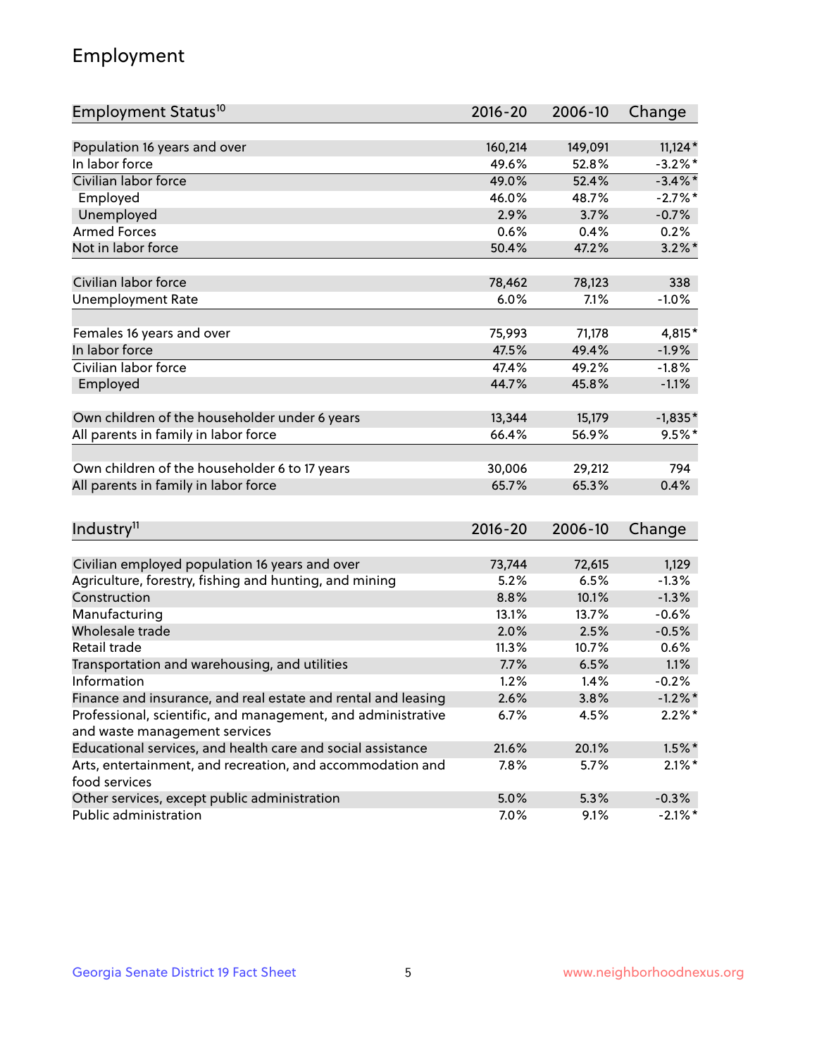# Employment

| Employment Status[10] | 2016-20 | 2006-10 | Change |
|---|---|---|---|
| Population 16 years and over | 160,214 | 149,091 | 11,124* |
| In labor force | 49.6% | 52.8% | -3.2%* |
| Civilian labor force | 49.0% | 52.4% | -3.4%* |
| Employed | 46.0% | 48.7% | -2.7%* |
| Unemployed | 2.9% | 3.7% | -0.7% |
| Armed Forces | 0.6% | 0.4% | 0.2% |
| Not in labor force | 50.4% | 47.2% | 3.2%* |
| | | | |
| Civilian labor force | 78,462 | 78,123 | 338 |
| Unemployment Rate | 6.0% | 7.1% | -1.0% |
| | | | |
| Females 16 years and over | 75,993 | 71,178 | 4,815* |
| In labor force | 47.5% | 49.4% | -1.9% |
| Civilian labor force | 47.4% | 49.2% | -1.8% |
| Employed | 44.7% | 45.8% | -1.1% |
| | | | |
| Own children of the householder under 6 years | 13,344 | 15,179 | -1,835* |
| All parents in family in labor force | 66.4% | 56.9% | 9.5%* |
| | | | |
| Own children of the householder 6 to 17 years | 30,006 | 29,212 | 794 |
| All parents in family in labor force | 65.7% | 65.3% | 0.4% |

| Industry[11] | 2016-20 | 2006-10 | Change |
|---|---|---|---|
| Civilian employed population 16 years and over | 73,744 | 72,615 | 1,129 |
| Agriculture, forestry, fishing and hunting, and mining | 5.2% | 6.5% | -1.3% |
| Construction | 8.8% | 10.1% | -1.3% |
| Manufacturing | 13.1% | 13.7% | -0.6% |
| Wholesale trade | 2.0% | 2.5% | -0.5% |
| Retail trade | 11.3% | 10.7% | 0.6% |
| Transportation and warehousing, and utilities | 7.7% | 6.5% | 1.1% |
| Information | 1.2% | 1.4% | -0.2% |
| Finance and insurance, and real estate and rental and leasing | 2.6% | 3.8% | -1.2%* |
| Professional, scientific, and management, and administrative and waste management services | 6.7% | 4.5% | 2.2%* |
| Educational services, and health care and social assistance | 21.6% | 20.1% | 1.5%* |
| Arts, entertainment, and recreation, and accommodation and food services | 7.8% | 5.7% | 2.1%* |
| Other services, except public administration | 5.0% | 5.3% | -0.3% |
| Public administration | 7.0% | 9.1% | -2.1%* |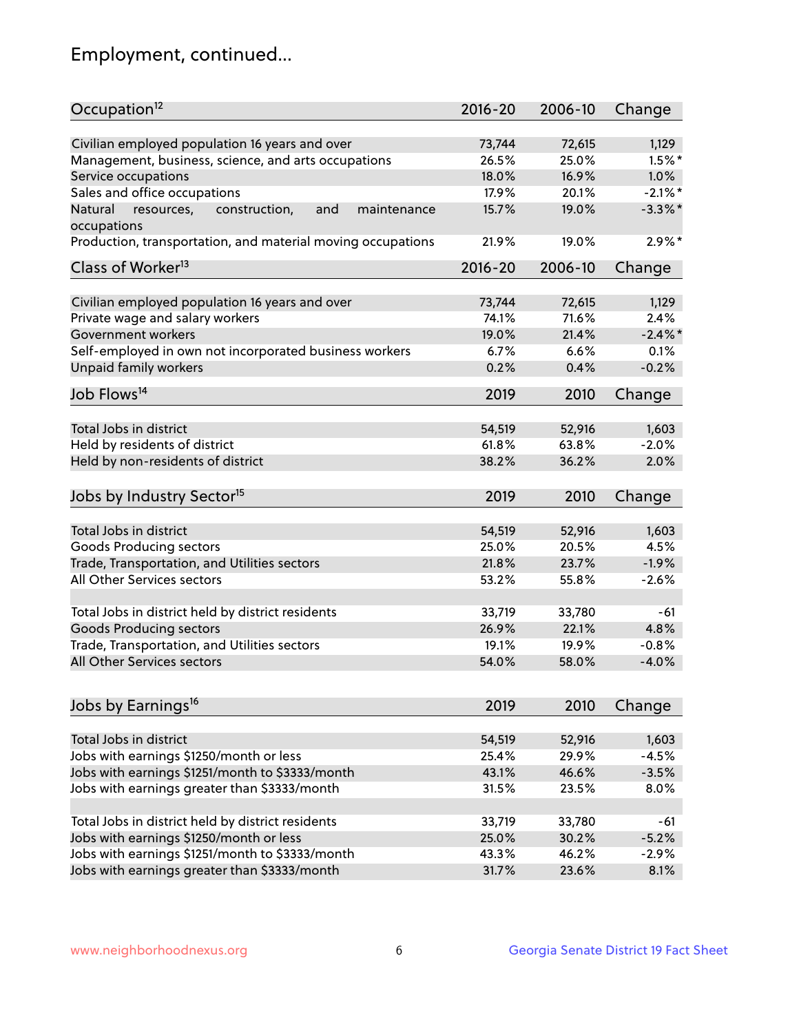## Employment, continued...

| Occupation[12] | 2016-20 | 2006-10 | Change |
|---|---|---|---|
| Civilian employed population 16 years and over | 73,744 | 72,615 | 1,129 |
| Management, business, science, and arts occupations | 26.5% | 25.0% | 1.5%* |
| Service occupations | 18.0% | 16.9% | 1.0% |
| Sales and office occupations | 17.9% | 20.1% | -2.1%* |
| Natural resources, construction, and maintenance occupations | 15.7% | 19.0% | -3.3%* |
| Production, transportation, and material moving occupations | 21.9% | 19.0% | 2.9%* |

| Class of Worker[13] | 2016-20 | 2006-10 | Change |
|---|---|---|---|
| Civilian employed population 16 years and over | 73,744 | 72,615 | 1,129 |
| Private wage and salary workers | 74.1% | 71.6% | 2.4% |
| Government workers | 19.0% | 21.4% | -2.4%* |
| Self-employed in own not incorporated business workers | 6.7% | 6.6% | 0.1% |
| Unpaid family workers | 0.2% | 0.4% | -0.2% |

| Job Flows[14] | 2019 | 2010 | Change |
|---|---|---|---|
| Total Jobs in district | 54,519 | 52,916 | 1,603 |
| Held by residents of district | 61.8% | 63.8% | -2.0% |
| Held by non-residents of district | 38.2% | 36.2% | 2.0% |

| Jobs by Industry Sector[15] | 2019 | 2010 | Change |
|---|---|---|---|
| Total Jobs in district | 54,519 | 52,916 | 1,603 |
| Goods Producing sectors | 25.0% | 20.5% | 4.5% |
| Trade, Transportation, and Utilities sectors | 21.8% | 23.7% | -1.9% |
| All Other Services sectors | 53.2% | 55.8% | -2.6% |
| | | | |
| Total Jobs in district held by district residents | 33,719 | 33,780 | -61 |
| Goods Producing sectors | 26.9% | 22.1% | 4.8% |
| Trade, Transportation, and Utilities sectors | 19.1% | 19.9% | -0.8% |
| All Other Services sectors | 54.0% | 58.0% | -4.0% |

| Jobs by Earnings[16] | 2019 | 2010 | Change |
|---|---|---|---|
| Total Jobs in district | 54,519 | 52,916 | 1,603 |
| Jobs with earnings $1250/month or less | 25.4% | 29.9% | -4.5% |
| Jobs with earnings $1251/month to $3333/month | 43.1% | 46.6% | -3.5% |
| Jobs with earnings greater than $3333/month | 31.5% | 23.5% | 8.0% |
| | | | |
| Total Jobs in district held by district residents | 33,719 | 33,780 | -61 |
| Jobs with earnings $1250/month or less | 25.0% | 30.2% | -5.2% |
| Jobs with earnings $1251/month to $3333/month | 43.3% | 46.2% | -2.9% |
| Jobs with earnings greater than $3333/month | 31.7% | 23.6% | 8.1% |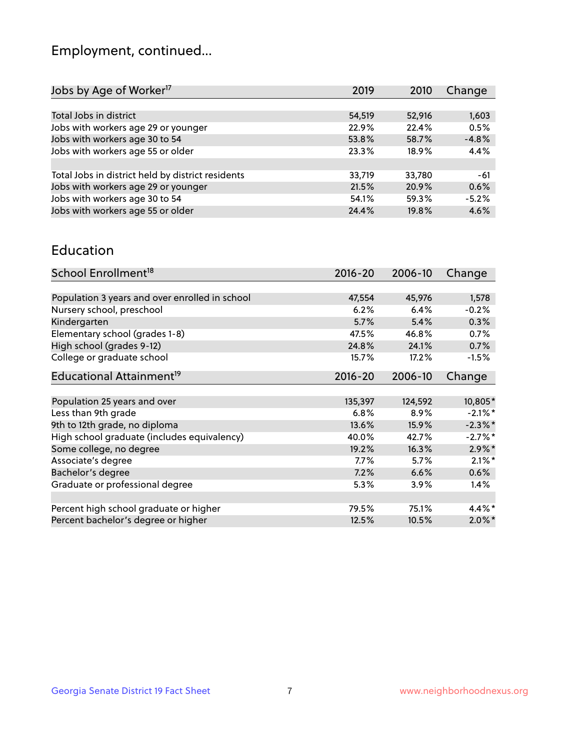## Employment, continued...

| Jobs by Age of Worker[17] | 2019 | 2010 | Change |
|---|---|---|---|
| Total Jobs in district | 54,519 | 52,916 | 1,603 |
| Jobs with workers age 29 or younger | 22.9% | 22.4% | 0.5% |
| Jobs with workers age 30 to 54 | 53.8% | 58.7% | -4.8% |
| Jobs with workers age 55 or older | 23.3% | 18.9% | 4.4% |
| | | | |
| Total Jobs in district held by district residents | 33,719 | 33,780 | -61 |
| Jobs with workers age 29 or younger | 21.5% | 20.9% | 0.6% |
| Jobs with workers age 30 to 54 | 54.1% | 59.3% | -5.2% |
| Jobs with workers age 55 or older | 24.4% | 19.8% | 4.6% |

## Education

| School Enrollment[18] | 2016-20 | 2006-10 | Change |
|---|---|---|---|
| Population 3 years and over enrolled in school | 47,554 | 45,976 | 1,578 |
| Nursery school, preschool | 6.2% | 6.4% | -0.2% |
| Kindergarten | 5.7% | 5.4% | 0.3% |
| Elementary school (grades 1-8) | 47.5% | 46.8% | 0.7% |
| High school (grades 9-12) | 24.8% | 24.1% | 0.7% |
| College or graduate school | 15.7% | 17.2% | -1.5% |

| Educational Attainment[19] | 2016-20 | 2006-10 | Change |
|---|---|---|---|
| Population 25 years and over | 135,397 | 124,592 | 10,805* |
| Less than 9th grade | 6.8% | 8.9% | -2.1%* |
| 9th to 12th grade, no diploma | 13.6% | 15.9% | -2.3%* |
| High school graduate (includes equivalency) | 40.0% | 42.7% | -2.7%* |
| Some college, no degree | 19.2% | 16.3% | 2.9%* |
| Associate's degree | 7.7% | 5.7% | 2.1%* |
| Bachelor's degree | 7.2% | 6.6% | 0.6% |
| Graduate or professional degree | 5.3% | 3.9% | 1.4% |
| | | | |
| Percent high school graduate or higher | 79.5% | 75.1% | 4.4%* |
| Percent bachelor's degree or higher | 12.5% | 10.5% | 2.0%* |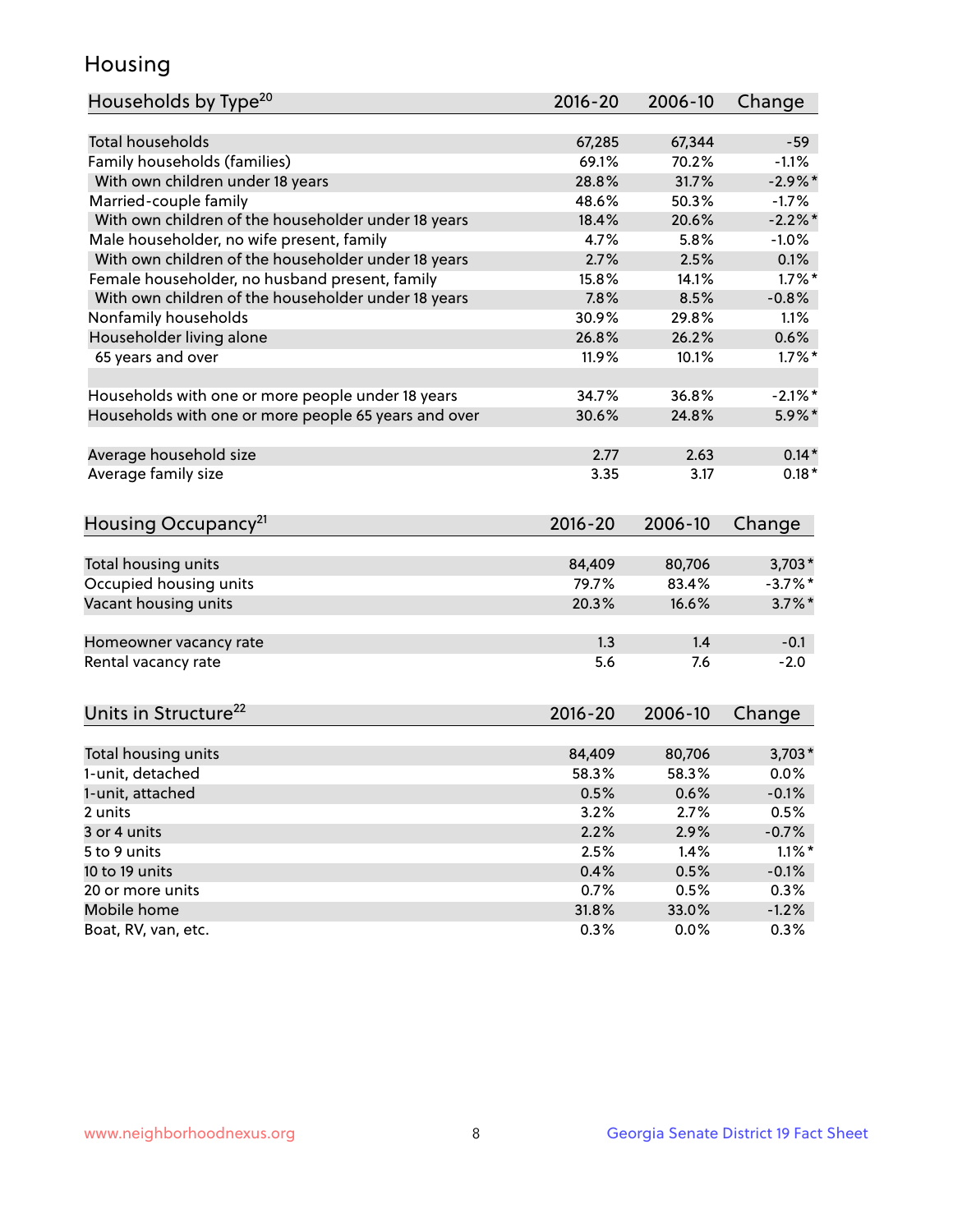# Housing

| Households by Type[20] | 2016-20 | 2006-10 | Change |
|---|---|---|---|
| Total households | 67,285 | 67,344 | -59 |
| Family households (families) | 69.1% | 70.2% | -1.1% |
| With own children under 18 years | 28.8% | 31.7% | -2.9%* |
| Married-couple family | 48.6% | 50.3% | -1.7% |
| With own children of the householder under 18 years | 18.4% | 20.6% | -2.2%* |
| Male householder, no wife present, family | 4.7% | 5.8% | -1.0% |
| With own children of the householder under 18 years | 2.7% | 2.5% | 0.1% |
| Female householder, no husband present, family | 15.8% | 14.1% | 1.7%* |
| With own children of the householder under 18 years | 7.8% | 8.5% | -0.8% |
| Nonfamily households | 30.9% | 29.8% | 1.1% |
| Householder living alone | 26.8% | 26.2% | 0.6% |
| 65 years and over | 11.9% | 10.1% | 1.7%* |
| | | | |
| Households with one or more people under 18 years | 34.7% | 36.8% | -2.1%* |
| Households with one or more people 65 years and over | 30.6% | 24.8% | 5.9%* |
| | | | |
| Average household size | 2.77 | 2.63 | 0.14* |
| Average family size | 3.35 | 3.17 | 0.18* |

| Housing Occupancy[21] | 2016-20 | 2006-10 | Change |
|---|---|---|---|
| Total housing units | 84,409 | 80,706 | 3,703* |
| Occupied housing units | 79.7% | 83.4% | -3.7%* |
| Vacant housing units | 20.3% | 16.6% | 3.7%* |
| | | | |
| Homeowner vacancy rate | 1.3 | 1.4 | -0.1 |
| Rental vacancy rate | 5.6 | 7.6 | -2.0 |

| Units in Structure[22] | 2016-20 | 2006-10 | Change |
|---|---|---|---|
| Total housing units | 84,409 | 80,706 | 3,703* |
| 1-unit, detached | 58.3% | 58.3% | 0.0% |
| 1-unit, attached | 0.5% | 0.6% | -0.1% |
| 2 units | 3.2% | 2.7% | 0.5% |
| 3 or 4 units | 2.2% | 2.9% | -0.7% |
| 5 to 9 units | 2.5% | 1.4% | 1.1%* |
| 10 to 19 units | 0.4% | 0.5% | -0.1% |
| 20 or more units | 0.7% | 0.5% | 0.3% |
| Mobile home | 31.8% | 33.0% | -1.2% |
| Boat, RV, van, etc. | 0.3% | 0.0% | 0.3% |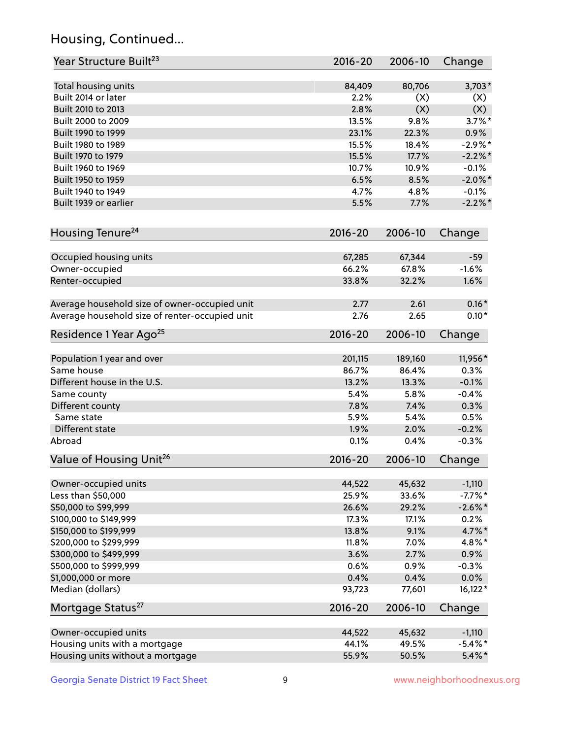## Housing, Continued...

| Year Structure Built[23] | 2016-20 | 2006-10 | Change |
|---|---|---|---|
| Total housing units | 84,409 | 80,706 | 3,703* |
| Built 2014 or later | 2.2% | (X) | (X) |
| Built 2010 to 2013 | 2.8% | (X) | (X) |
| Built 2000 to 2009 | 13.5% | 9.8% | 3.7%* |
| Built 1990 to 1999 | 23.1% | 22.3% | 0.9% |
| Built 1980 to 1989 | 15.5% | 18.4% | -2.9%* |
| Built 1970 to 1979 | 15.5% | 17.7% | -2.2%* |
| Built 1960 to 1969 | 10.7% | 10.9% | -0.1% |
| Built 1950 to 1959 | 6.5% | 8.5% | -2.0%* |
| Built 1940 to 1949 | 4.7% | 4.8% | -0.1% |
| Built 1939 or earlier | 5.5% | 7.7% | -2.2%* |

| Housing Tenure[24] | 2016-20 | 2006-10 | Change |
|---|---|---|---|
| Occupied housing units | 67,285 | 67,344 | -59 |
| Owner-occupied | 66.2% | 67.8% | -1.6% |
| Renter-occupied | 33.8% | 32.2% | 1.6% |
| Average household size of owner-occupied unit | 2.77 | 2.61 | 0.16* |
| Average household size of renter-occupied unit | 2.76 | 2.65 | 0.10* |

| Residence 1 Year Ago[25] | 2016-20 | 2006-10 | Change |
|---|---|---|---|
| Population 1 year and over | 201,115 | 189,160 | 11,956* |
| Same house | 86.7% | 86.4% | 0.3% |
| Different house in the U.S. | 13.2% | 13.3% | -0.1% |
| Same county | 5.4% | 5.8% | -0.4% |
| Different county | 7.8% | 7.4% | 0.3% |
| Same state | 5.9% | 5.4% | 0.5% |
| Different state | 1.9% | 2.0% | -0.2% |
| Abroad | 0.1% | 0.4% | -0.3% |

| Value of Housing Unit[26] | 2016-20 | 2006-10 | Change |
|---|---|---|---|
| Owner-occupied units | 44,522 | 45,632 | -1,110 |
| Less than $50,000 | 25.9% | 33.6% | -7.7%* |
| $50,000 to $99,999 | 26.6% | 29.2% | -2.6%* |
| $100,000 to $149,999 | 17.3% | 17.1% | 0.2% |
| $150,000 to $199,999 | 13.8% | 9.1% | 4.7%* |
| $200,000 to $299,999 | 11.8% | 7.0% | 4.8%* |
| $300,000 to $499,999 | 3.6% | 2.7% | 0.9% |
| $500,000 to $999,999 | 0.6% | 0.9% | -0.3% |
| $1,000,000 or more | 0.4% | 0.4% | 0.0% |
| Median (dollars) | 93,723 | 77,601 | 16,122* |

| Mortgage Status[27] | 2016-20 | 2006-10 | Change |
|---|---|---|---|
| Owner-occupied units | 44,522 | 45,632 | -1,110 |
| Housing units with a mortgage | 44.1% | 49.5% | -5.4%* |
| Housing units without a mortgage | 55.9% | 50.5% | 5.4%* |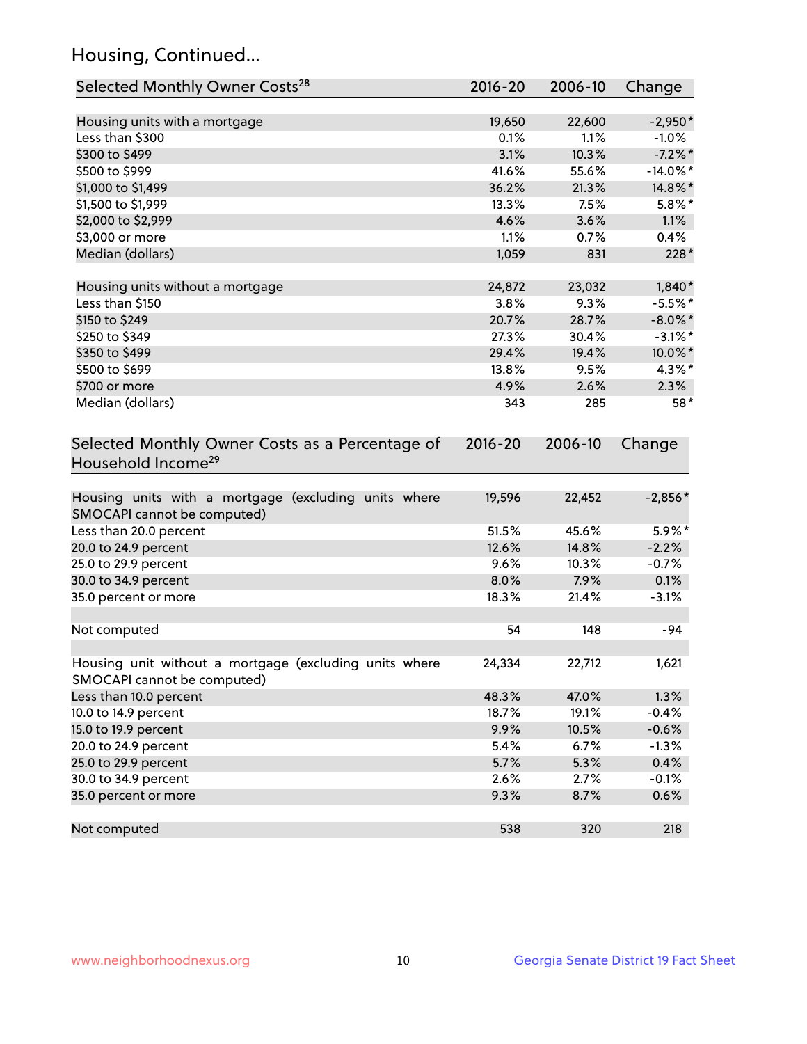## Housing, Continued...

| Selected Monthly Owner Costs[28] | 2016-20 | 2006-10 | Change |
|---|---|---|---|
| Housing units with a mortgage | 19,650 | 22,600 | -2,950* |
| Less than $300 | 0.1% | 1.1% | -1.0% |
| $300 to $499 | 3.1% | 10.3% | -7.2%* |
| $500 to $999 | 41.6% | 55.6% | -14.0%* |
| $1,000 to $1,499 | 36.2% | 21.3% | 14.8%* |
| $1,500 to $1,999 | 13.3% | 7.5% | 5.8%* |
| $2,000 to $2,999 | 4.6% | 3.6% | 1.1% |
| $3,000 or more | 1.1% | 0.7% | 0.4% |
| Median (dollars) | 1,059 | 831 | 228* |
| | | | |
| Housing units without a mortgage | 24,872 | 23,032 | 1,840* |
| Less than $150 | 3.8% | 9.3% | -5.5%* |
| $150 to $249 | 20.7% | 28.7% | -8.0%* |
| $250 to $349 | 27.3% | 30.4% | -3.1%* |
| $350 to $499 | 29.4% | 19.4% | 10.0%* |
| $500 to $699 | 13.8% | 9.5% | 4.3%* |
| $700 or more | 4.9% | 2.6% | 2.3% |
| Median (dollars) | 343 | 285 | 58* |

| Selected Monthly Owner Costs as a Percentage of Household Income[29] | 2016-20 | 2006-10 | Change |
|---|---|---|---|
| Housing units with a mortgage (excluding units where SMOCAPI cannot be computed) | 19,596 | 22,452 | -2,856* |
| Less than 20.0 percent | 51.5% | 45.6% | 5.9%* |
| 20.0 to 24.9 percent | 12.6% | 14.8% | -2.2% |
| 25.0 to 29.9 percent | 9.6% | 10.3% | -0.7% |
| 30.0 to 34.9 percent | 8.0% | 7.9% | 0.1% |
| 35.0 percent or more | 18.3% | 21.4% | -3.1% |
| | | | |
| Not computed | 54 | 148 | -94 |
| | | | |
| Housing unit without a mortgage (excluding units where SMOCAPI cannot be computed) | 24,334 | 22,712 | 1,621 |
| Less than 10.0 percent | 48.3% | 47.0% | 1.3% |
| 10.0 to 14.9 percent | 18.7% | 19.1% | -0.4% |
| 15.0 to 19.9 percent | 9.9% | 10.5% | -0.6% |
| 20.0 to 24.9 percent | 5.4% | 6.7% | -1.3% |
| 25.0 to 29.9 percent | 5.7% | 5.3% | 0.4% |
| 30.0 to 34.9 percent | 2.6% | 2.7% | -0.1% |
| 35.0 percent or more | 9.3% | 8.7% | 0.6% |
| | | | |
| Not computed | 538 | 320 | 218 |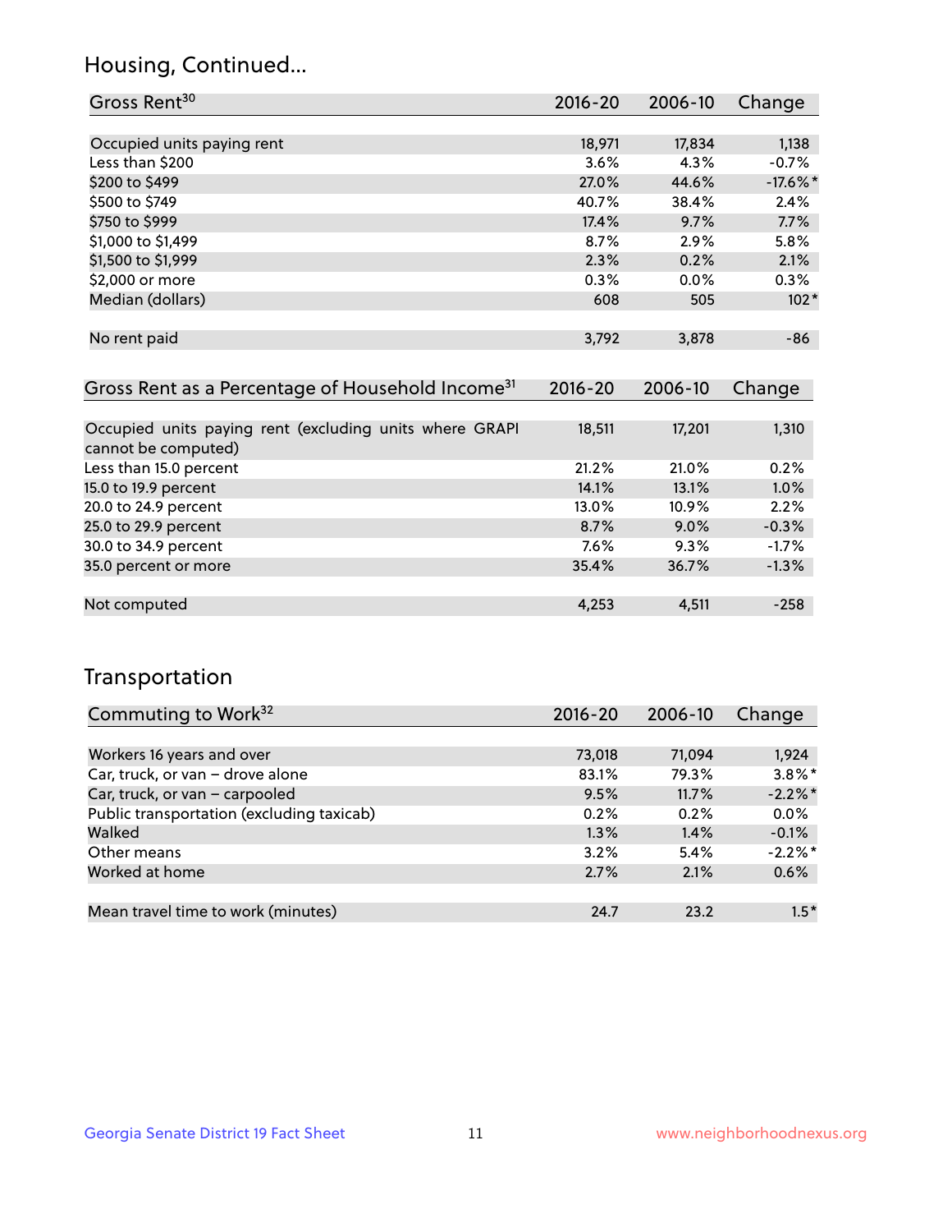## Housing, Continued...

| Gross Rent[30] | 2016-20 | 2006-10 | Change |
|---|---|---|---|
| Occupied units paying rent | 18,971 | 17,834 | 1,138 |
| Less than $200 | 3.6% | 4.3% | -0.7% |
| $200 to $499 | 27.0% | 44.6% | -17.6%* |
| $500 to $749 | 40.7% | 38.4% | 2.4% |
| $750 to $999 | 17.4% | 9.7% | 7.7% |
| $1,000 to $1,499 | 8.7% | 2.9% | 5.8% |
| $1,500 to $1,999 | 2.3% | 0.2% | 2.1% |
| $2,000 or more | 0.3% | 0.0% | 0.3% |
| Median (dollars) | 608 | 505 | 102* |
| No rent paid | 3,792 | 3,878 | -86 |

| Gross Rent as a Percentage of Household Income[31] | 2016-20 | 2006-10 | Change |
|---|---|---|---|
| Occupied units paying rent (excluding units where GRAPI cannot be computed) | 18,511 | 17,201 | 1,310 |
| Less than 15.0 percent | 21.2% | 21.0% | 0.2% |
| 15.0 to 19.9 percent | 14.1% | 13.1% | 1.0% |
| 20.0 to 24.9 percent | 13.0% | 10.9% | 2.2% |
| 25.0 to 29.9 percent | 8.7% | 9.0% | -0.3% |
| 30.0 to 34.9 percent | 7.6% | 9.3% | -1.7% |
| 35.0 percent or more | 35.4% | 36.7% | -1.3% |
| Not computed | 4,253 | 4,511 | -258 |

## Transportation

| Commuting to Work[32] | 2016-20 | 2006-10 | Change |
|---|---|---|---|
| Workers 16 years and over | 73,018 | 71,094 | 1,924 |
| Car, truck, or van – drove alone | 83.1% | 79.3% | 3.8%* |
| Car, truck, or van – carpooled | 9.5% | 11.7% | -2.2%* |
| Public transportation (excluding taxicab) | 0.2% | 0.2% | 0.0% |
| Walked | 1.3% | 1.4% | -0.1% |
| Other means | 3.2% | 5.4% | -2.2%* |
| Worked at home | 2.7% | 2.1% | 0.6% |
| Mean travel time to work (minutes) | 24.7 | 23.2 | 1.5* |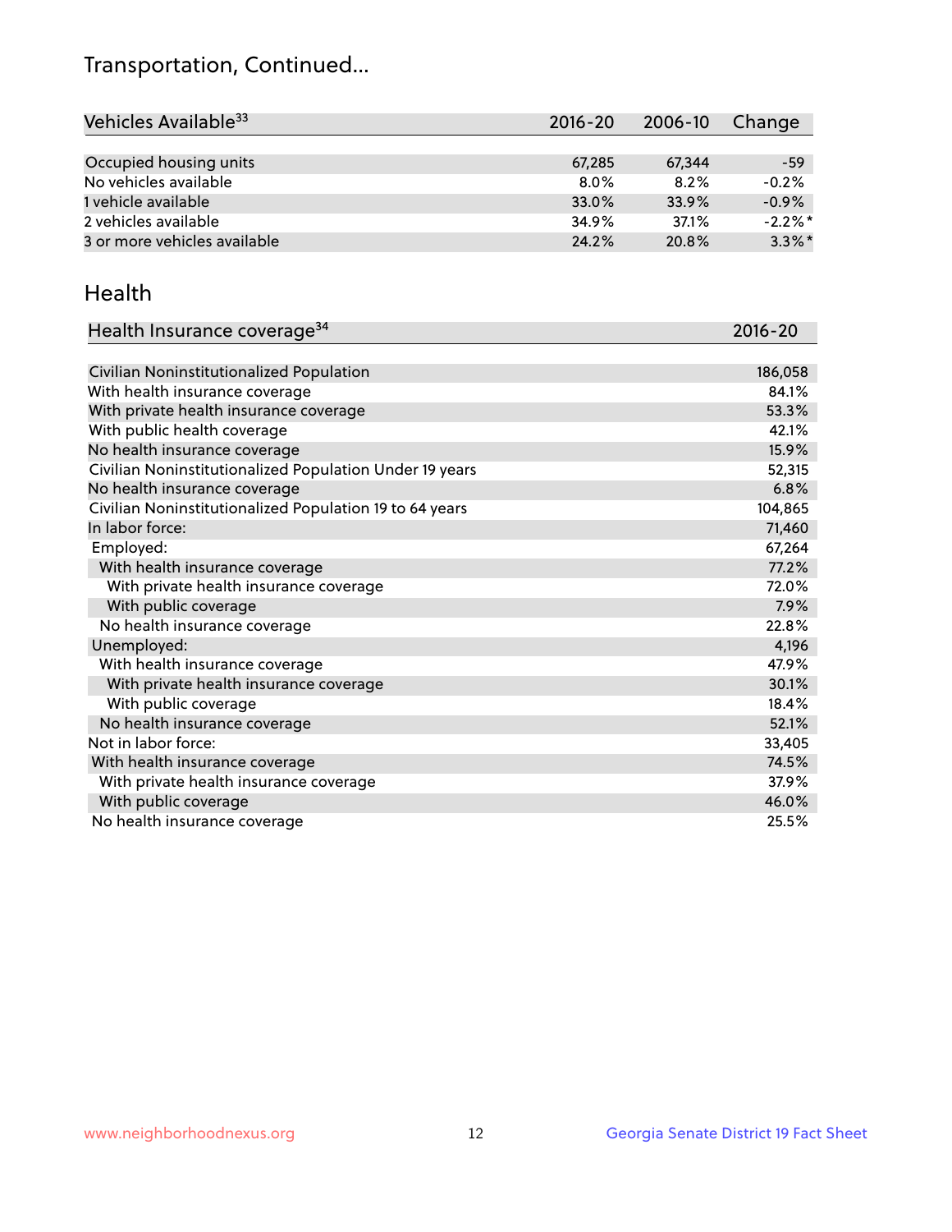## Transportation, Continued...

| Vehicles Available[33] | 2016-20 | 2006-10 | Change |
|---|---|---|---|
| Occupied housing units | 67,285 | 67,344 | -59 |
| No vehicles available | 8.0% | 8.2% | -0.2% |
| 1 vehicle available | 33.0% | 33.9% | -0.9% |
| 2 vehicles available | 34.9% | 37.1% | -2.2%* |
| 3 or more vehicles available | 24.2% | 20.8% | 3.3%* |

## Health

| Health Insurance coverage[34] | 2016-20 |
|---|---|
| Civilian Noninstitutionalized Population | 186,058 |
| With health insurance coverage | 84.1% |
| With private health insurance coverage | 53.3% |
| With public health coverage | 42.1% |
| No health insurance coverage | 15.9% |
| Civilian Noninstitutionalized Population Under 19 years | 52,315 |
| No health insurance coverage | 6.8% |
| Civilian Noninstitutionalized Population 19 to 64 years | 104,865 |
| In labor force: | 71,460 |
| Employed: | 67,264 |
| With health insurance coverage | 77.2% |
| With private health insurance coverage | 72.0% |
| With public coverage | 7.9% |
| No health insurance coverage | 22.8% |
| Unemployed: | 4,196 |
| With health insurance coverage | 47.9% |
| With private health insurance coverage | 30.1% |
| With public coverage | 18.4% |
| No health insurance coverage | 52.1% |
| Not in labor force: | 33,405 |
| With health insurance coverage | 74.5% |
| With private health insurance coverage | 37.9% |
| With public coverage | 46.0% |
| No health insurance coverage | 25.5% |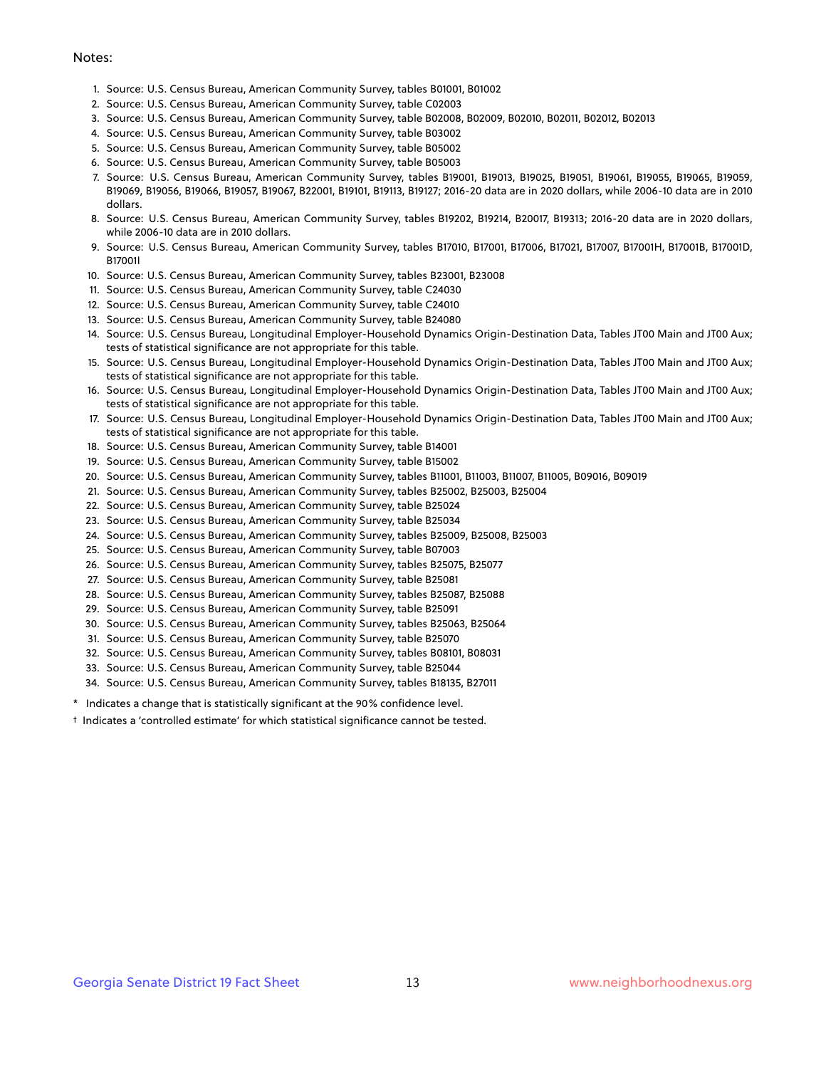Notes:

1. Source: U.S. Census Bureau, American Community Survey, tables B01001, B01002
2. Source: U.S. Census Bureau, American Community Survey, table C02003
3. Source: U.S. Census Bureau, American Community Survey, table B02008, B02009, B02010, B02011, B02012, B02013
4. Source: U.S. Census Bureau, American Community Survey, table B03002
5. Source: U.S. Census Bureau, American Community Survey, table B05002
6. Source: U.S. Census Bureau, American Community Survey, table B05003
7. Source: U.S. Census Bureau, American Community Survey, tables B19001, B19013, B19025, B19051, B19061, B19055, B19065, B19059, B19069, B19056, B19066, B19057, B19067, B22001, B19101, B19113, B19127; 2016-20 data are in 2020 dollars, while 2006-10 data are in 2010 dollars.
8. Source: U.S. Census Bureau, American Community Survey, tables B19202, B19214, B20017, B19313; 2016-20 data are in 2020 dollars, while 2006-10 data are in 2010 dollars.
9. Source: U.S. Census Bureau, American Community Survey, tables B17010, B17001, B17006, B17021, B17007, B17001H, B17001B, B17001D, B17001I
10. Source: U.S. Census Bureau, American Community Survey, tables B23001, B23008
11. Source: U.S. Census Bureau, American Community Survey, table C24030
12. Source: U.S. Census Bureau, American Community Survey, table C24010
13. Source: U.S. Census Bureau, American Community Survey, table B24080
14. Source: U.S. Census Bureau, Longitudinal Employer-Household Dynamics Origin-Destination Data, Tables JT00 Main and JT00 Aux; tests of statistical significance are not appropriate for this table.
15. Source: U.S. Census Bureau, Longitudinal Employer-Household Dynamics Origin-Destination Data, Tables JT00 Main and JT00 Aux; tests of statistical significance are not appropriate for this table.
16. Source: U.S. Census Bureau, Longitudinal Employer-Household Dynamics Origin-Destination Data, Tables JT00 Main and JT00 Aux; tests of statistical significance are not appropriate for this table.
17. Source: U.S. Census Bureau, Longitudinal Employer-Household Dynamics Origin-Destination Data, Tables JT00 Main and JT00 Aux; tests of statistical significance are not appropriate for this table.
18. Source: U.S. Census Bureau, American Community Survey, table B14001
19. Source: U.S. Census Bureau, American Community Survey, table B15002
20. Source: U.S. Census Bureau, American Community Survey, tables B11001, B11003, B11007, B11005, B09016, B09019
21. Source: U.S. Census Bureau, American Community Survey, tables B25002, B25003, B25004
22. Source: U.S. Census Bureau, American Community Survey, table B25024
23. Source: U.S. Census Bureau, American Community Survey, table B25034
24. Source: U.S. Census Bureau, American Community Survey, tables B25009, B25008, B25003
25. Source: U.S. Census Bureau, American Community Survey, table B07003
26. Source: U.S. Census Bureau, American Community Survey, tables B25075, B25077
27. Source: U.S. Census Bureau, American Community Survey, table B25081
28. Source: U.S. Census Bureau, American Community Survey, tables B25087, B25088
29. Source: U.S. Census Bureau, American Community Survey, table B25091
30. Source: U.S. Census Bureau, American Community Survey, tables B25063, B25064
31. Source: U.S. Census Bureau, American Community Survey, table B25070
32. Source: U.S. Census Bureau, American Community Survey, tables B08101, B08031
33. Source: U.S. Census Bureau, American Community Survey, table B25044
34. Source: U.S. Census Bureau, American Community Survey, tables B18135, B27011

\* Indicates a change that is statistically significant at the 90% confidence level.

† Indicates a 'controlled estimate' for which statistical significance cannot be tested.